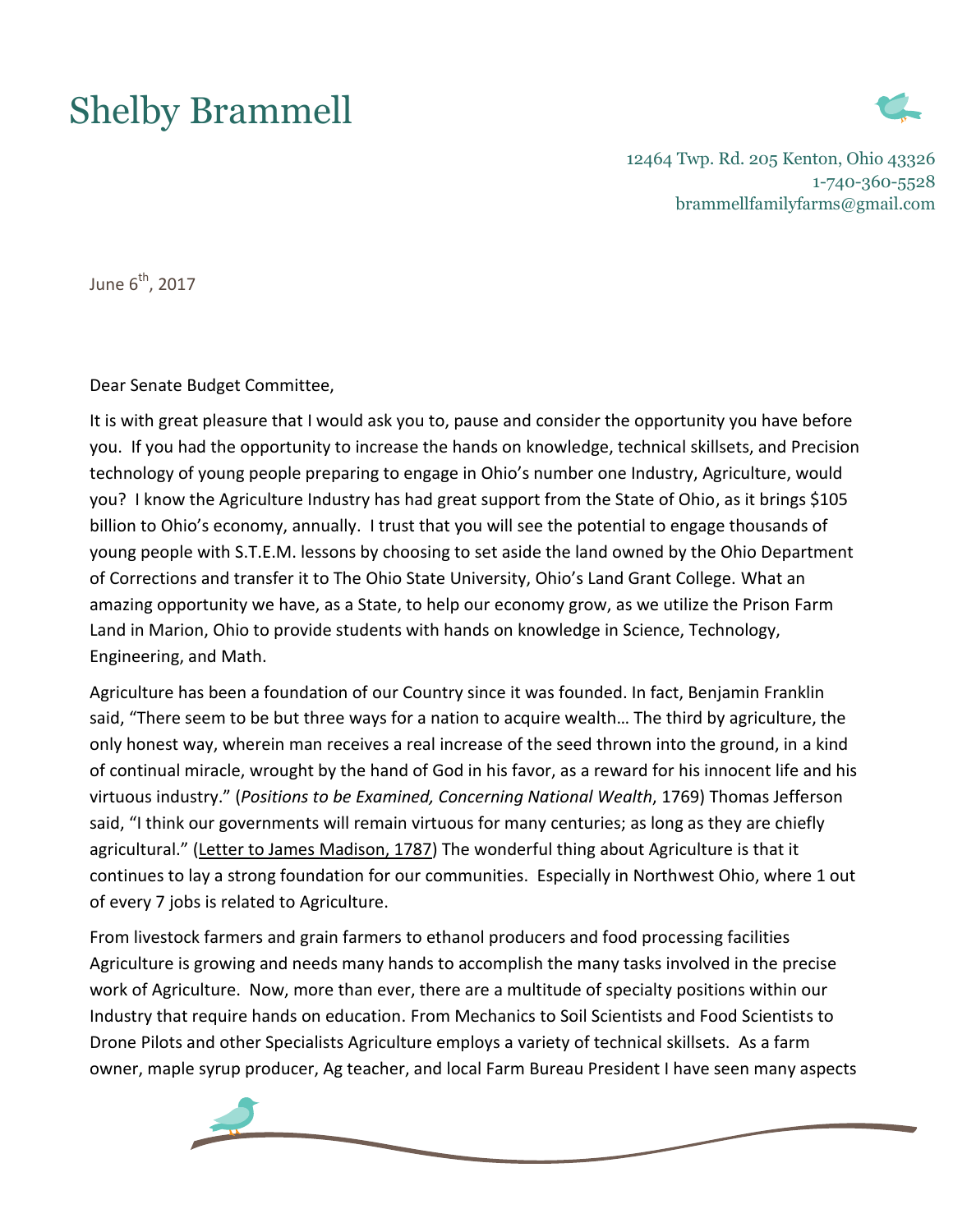# Shelby Brammell

12464 Twp. Rd. 205 Kenton, Ohio 43326
1-740-360-5528
brammellfamilyfarms@gmail.com

June 6th, 2017

Dear Senate Budget Committee,

It is with great pleasure that I would ask you to, pause and consider the opportunity you have before you. If you had the opportunity to increase the hands on knowledge, technical skillsets, and Precision technology of young people preparing to engage in Ohio's number one Industry, Agriculture, would you? I know the Agriculture Industry has had great support from the State of Ohio, as it brings $105 billion to Ohio's economy, annually. I trust that you will see the potential to engage thousands of young people with S.T.E.M. lessons by choosing to set aside the land owned by the Ohio Department of Corrections and transfer it to The Ohio State University, Ohio's Land Grant College. What an amazing opportunity we have, as a State, to help our economy grow, as we utilize the Prison Farm Land in Marion, Ohio to provide students with hands on knowledge in Science, Technology, Engineering, and Math.

Agriculture has been a foundation of our Country since it was founded. In fact, Benjamin Franklin said, "There seem to be but three ways for a nation to acquire wealth… The third by agriculture, the only honest way, wherein man receives a real increase of the seed thrown into the ground, in a kind of continual miracle, wrought by the hand of God in his favor, as a reward for his innocent life and his virtuous industry." (*Positions to be Examined, Concerning National Wealth*, 1769) Thomas Jefferson said, "I think our governments will remain virtuous for many centuries; as long as they are chiefly agricultural." (Letter to James Madison, 1787) The wonderful thing about Agriculture is that it continues to lay a strong foundation for our communities. Especially in Northwest Ohio, where 1 out of every 7 jobs is related to Agriculture.

From livestock farmers and grain farmers to ethanol producers and food processing facilities Agriculture is growing and needs many hands to accomplish the many tasks involved in the precise work of Agriculture. Now, more than ever, there are a multitude of specialty positions within our Industry that require hands on education. From Mechanics to Soil Scientists and Food Scientists to Drone Pilots and other Specialists Agriculture employs a variety of technical skillsets. As a farm owner, maple syrup producer, Ag teacher, and local Farm Bureau President I have seen many aspects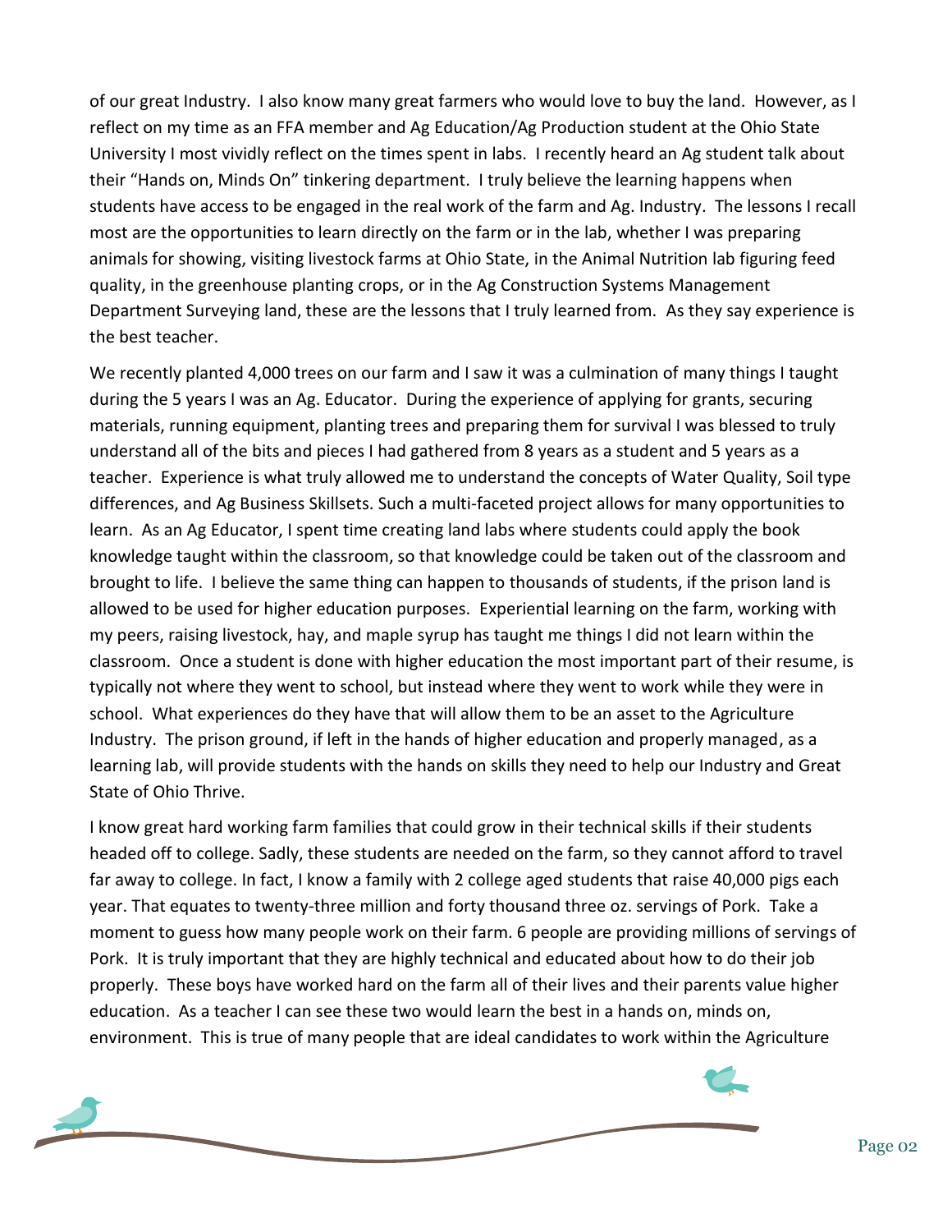of our great Industry. I also know many great farmers who would love to buy the land. However, as I reflect on my time as an FFA member and Ag Education/Ag Production student at the Ohio State University I most vividly reflect on the times spent in labs. I recently heard an Ag student talk about their "Hands on, Minds On" tinkering department. I truly believe the learning happens when students have access to be engaged in the real work of the farm and Ag. Industry. The lessons I recall most are the opportunities to learn directly on the farm or in the lab, whether I was preparing animals for showing, visiting livestock farms at Ohio State, in the Animal Nutrition lab figuring feed quality, in the greenhouse planting crops, or in the Ag Construction Systems Management Department Surveying land, these are the lessons that I truly learned from. As they say experience is the best teacher.

We recently planted 4,000 trees on our farm and I saw it was a culmination of many things I taught during the 5 years I was an Ag. Educator. During the experience of applying for grants, securing materials, running equipment, planting trees and preparing them for survival I was blessed to truly understand all of the bits and pieces I had gathered from 8 years as a student and 5 years as a teacher. Experience is what truly allowed me to understand the concepts of Water Quality, Soil type differences, and Ag Business Skillsets. Such a multi-faceted project allows for many opportunities to learn. As an Ag Educator, I spent time creating land labs where students could apply the book knowledge taught within the classroom, so that knowledge could be taken out of the classroom and brought to life. I believe the same thing can happen to thousands of students, if the prison land is allowed to be used for higher education purposes. Experiential learning on the farm, working with my peers, raising livestock, hay, and maple syrup has taught me things I did not learn within the classroom. Once a student is done with higher education the most important part of their resume, is typically not where they went to school, but instead where they went to work while they were in school. What experiences do they have that will allow them to be an asset to the Agriculture Industry. The prison ground, if left in the hands of higher education and properly managed, as a learning lab, will provide students with the hands on skills they need to help our Industry and Great State of Ohio Thrive.

I know great hard working farm families that could grow in their technical skills if their students headed off to college. Sadly, these students are needed on the farm, so they cannot afford to travel far away to college. In fact, I know a family with 2 college aged students that raise 40,000 pigs each year. That equates to twenty-three million and forty thousand three oz. servings of Pork. Take a moment to guess how many people work on their farm. 6 people are providing millions of servings of Pork. It is truly important that they are highly technical and educated about how to do their job properly. These boys have worked hard on the farm all of their lives and their parents value higher education. As a teacher I can see these two would learn the best in a hands on, minds on, environment. This is true of many people that are ideal candidates to work within the Agriculture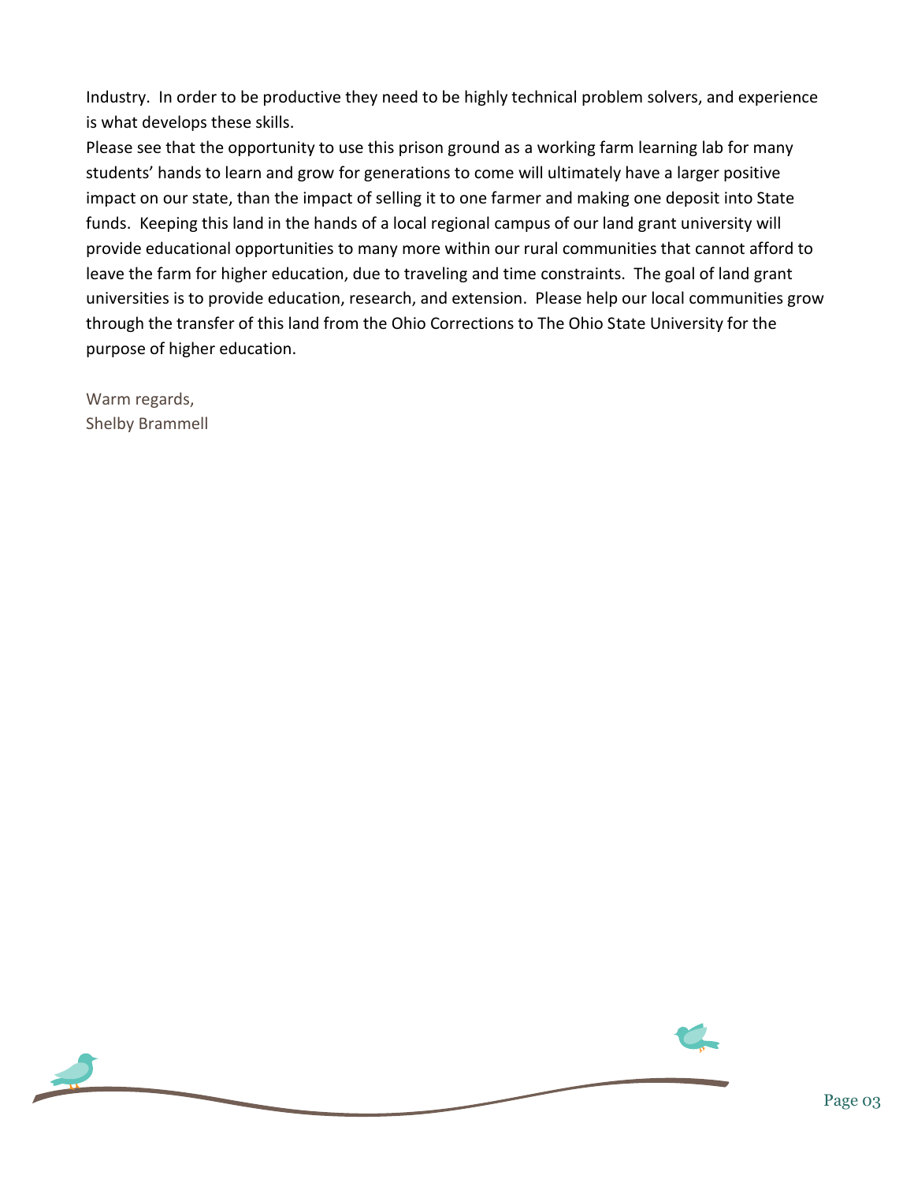Industry. In order to be productive they need to be highly technical problem solvers, and experience is what develops these skills.

Please see that the opportunity to use this prison ground as a working farm learning lab for many students' hands to learn and grow for generations to come will ultimately have a larger positive impact on our state, than the impact of selling it to one farmer and making one deposit into State funds. Keeping this land in the hands of a local regional campus of our land grant university will provide educational opportunities to many more within our rural communities that cannot afford to leave the farm for higher education, due to traveling and time constraints. The goal of land grant universities is to provide education, research, and extension. Please help our local communities grow through the transfer of this land from the Ohio Corrections to The Ohio State University for the purpose of higher education.

Warm regards,
Shelby Brammell